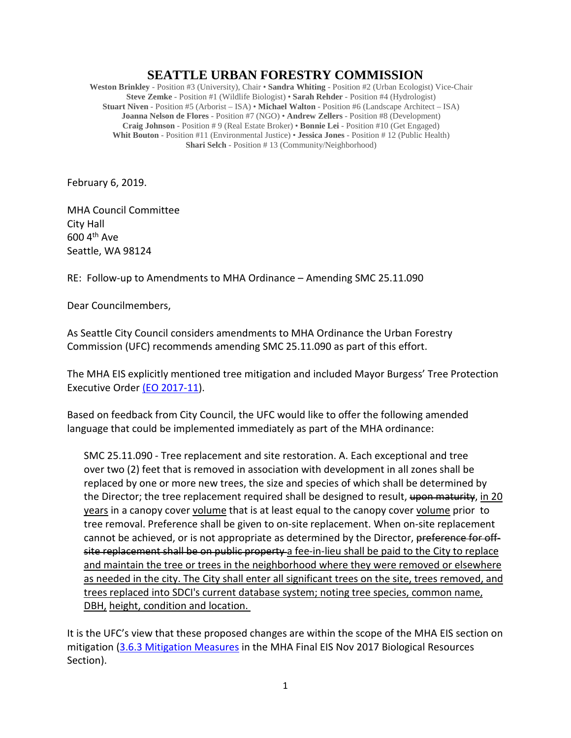# SEATTLE URBAN FORESTRY COMMISSION

**Weston Brinkley** - Position #3 (University), Chair • **Sandra Whiting** - Position #2 (Urban Ecologist) Vice-Chair
**Steve Zemke** - Position #1 (Wildlife Biologist) • **Sarah Rehder** - Position #4 (Hydrologist)
**Stuart Niven** - Position #5 (Arborist – ISA) • **Michael Walton** - Position #6 (Landscape Architect – ISA)
**Joanna Nelson de Flores** - Position #7 (NGO) • **Andrew Zellers** - Position #8 (Development)
**Craig Johnson** - Position # 9 (Real Estate Broker) • **Bonnie Lei** - Position #10 (Get Engaged)
**Whit Bouton** - Position #11 (Environmental Justice) • **Jessica Jones** - Position # 12 (Public Health)
**Shari Selch** - Position # 13 (Community/Neighborhood)

February 6, 2019.

MHA Council Committee
City Hall
600 4th Ave
Seattle, WA 98124

RE: Follow-up to Amendments to MHA Ordinance – Amending SMC 25.11.090

Dear Councilmembers,

As Seattle City Council considers amendments to MHA Ordinance the Urban Forestry Commission (UFC) recommends amending SMC 25.11.090 as part of this effort.

The MHA EIS explicitly mentioned tree mitigation and included Mayor Burgess' Tree Protection Executive Order [(EO 2017-11)]().

Based on feedback from City Council, the UFC would like to offer the following amended language that could be implemented immediately as part of the MHA ordinance:

> SMC 25.11.090 - Tree replacement and site restoration. A. Each exceptional and tree over two (2) feet that is removed in association with development in all zones shall be replaced by one or more new trees, the size and species of which shall be determined by the Director; the tree replacement required shall be designed to result, ~~upon maturity~~, <u>in 20 years</u> in a canopy cover <u>volume</u> that is at least equal to the canopy cover <u>volume</u> prior to tree removal. Preference shall be given to on-site replacement. When on-site replacement cannot be achieved, or is not appropriate as determined by the Director, ~~preference for off-site replacement shall be on public property~~ <u>a fee-in-lieu shall be paid to the City to replace and maintain the tree or trees in the neighborhood where they were removed or elsewhere as needed in the city. The City shall enter all significant trees on the site, trees removed, and trees replaced into SDCI's current database system; noting tree species, common name, DBH, height, condition and location.</u>

It is the UFC's view that these proposed changes are within the scope of the MHA EIS section on mitigation ([3.6.3 Mitigation Measures]() in the MHA Final EIS Nov 2017 Biological Resources Section).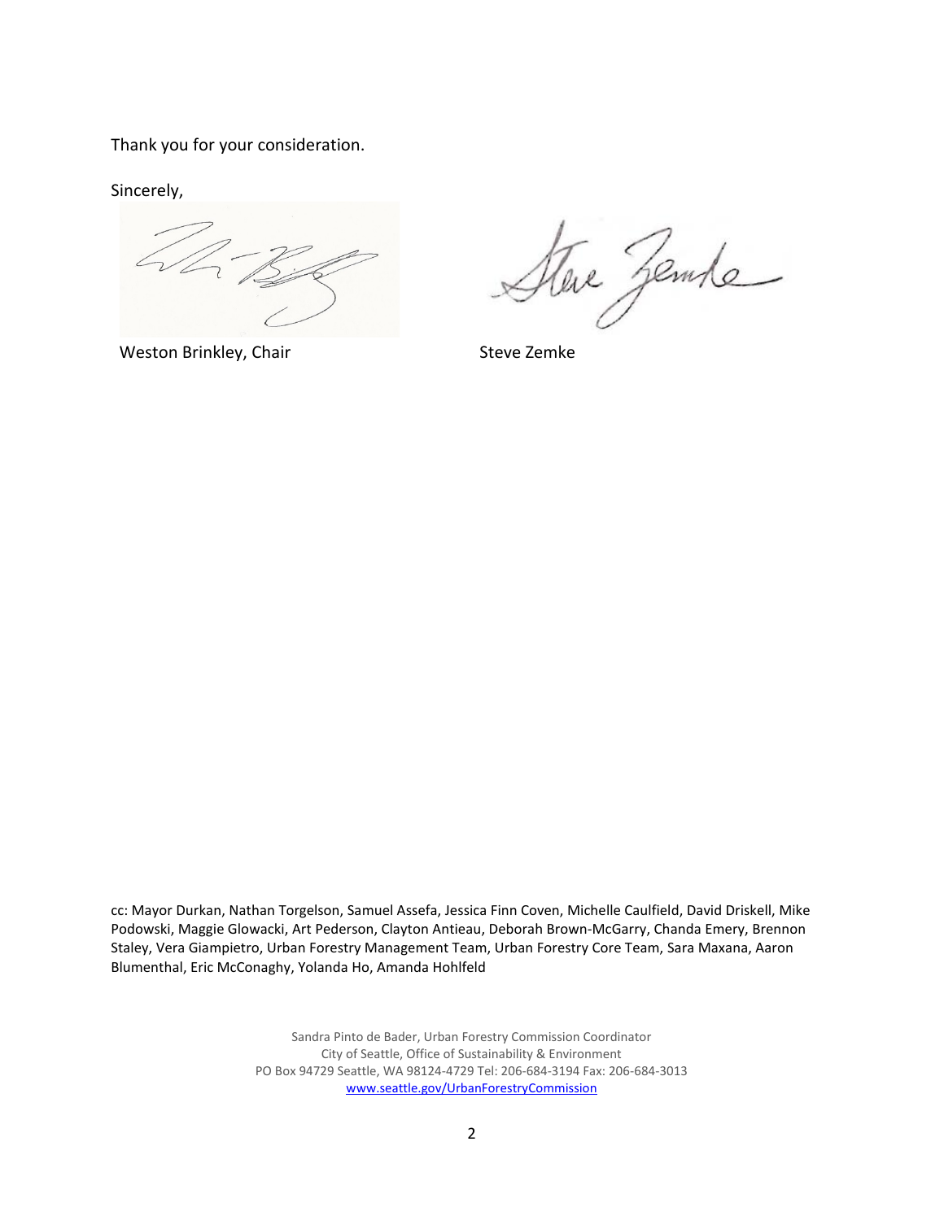Thank you for your consideration.

Sincerely,

Weston Brinkley, Chair

Steve Zemke

cc: Mayor Durkan, Nathan Torgelson, Samuel Assefa, Jessica Finn Coven, Michelle Caulfield, David Driskell, Mike Podowski, Maggie Glowacki, Art Pederson, Clayton Antieau, Deborah Brown-McGarry, Chanda Emery, Brennon Staley, Vera Giampietro, Urban Forestry Management Team, Urban Forestry Core Team, Sara Maxana, Aaron Blumenthal, Eric McConaghy, Yolanda Ho, Amanda Hohlfeld

Sandra Pinto de Bader, Urban Forestry Commission Coordinator
City of Seattle, Office of Sustainability & Environment
PO Box 94729 Seattle, WA 98124-4729 Tel: 206-684-3194 Fax: 206-684-3013
www.seattle.gov/UrbanForestryCommission